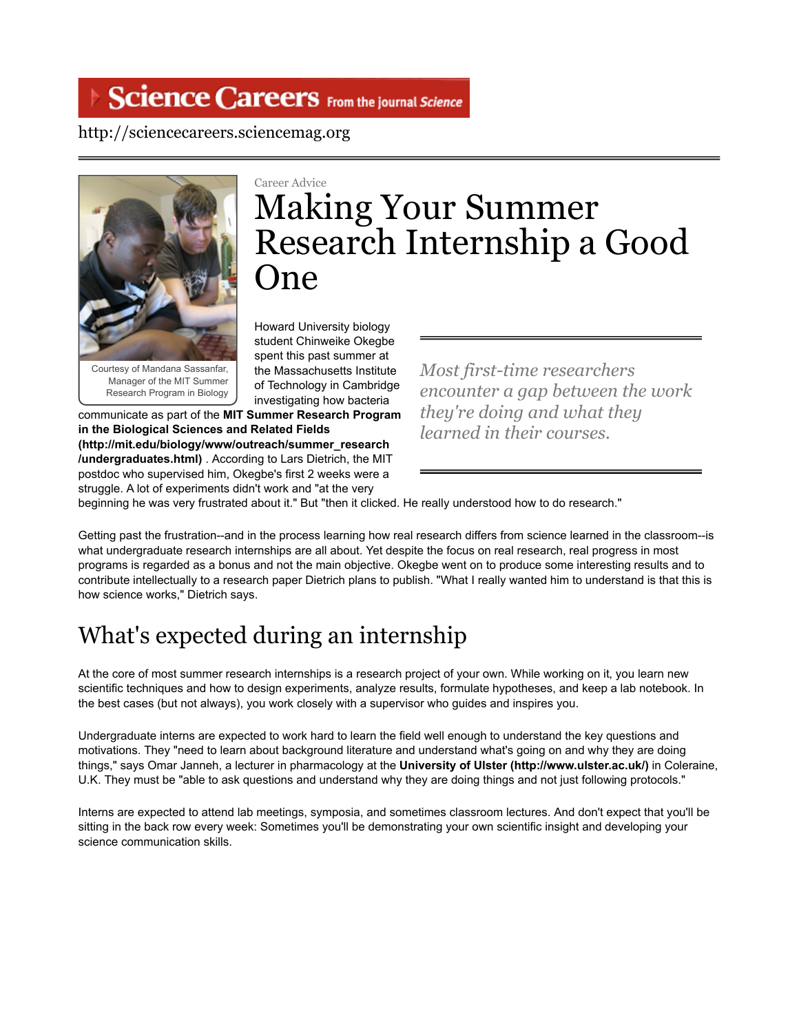Science Careers From the journal Science

http://sciencecareers.sciencemag.org

Courtesy of Mandana Sassanfar, Manager of the MIT Summer Research Program in Biology

Career Advice

# Making Your Summer Research Internship a Good One

Howard University biology student Chinweike Okegbe spent this past summer at the Massachusetts Institute of Technology in Cambridge investigating how bacteria communicate as part of the **MIT Summer Research Program in the Biological Sciences and Related Fields (http://mit.edu/biology/www/outreach/summer_research/undergraduates.html)** . According to Lars Dietrich, the MIT postdoc who supervised him, Okegbe's first 2 weeks were a struggle. A lot of experiments didn't work and "at the very beginning he was very frustrated about it." But "then it clicked. He really understood how to do research."

> *Most first-time researchers encounter a gap between the work they're doing and what they learned in their courses.*

Getting past the frustration--and in the process learning how real research differs from science learned in the classroom--is what undergraduate research internships are all about. Yet despite the focus on real research, real progress in most programs is regarded as a bonus and not the main objective. Okegbe went on to produce some interesting results and to contribute intellectually to a research paper Dietrich plans to publish. "What I really wanted him to understand is that this is how science works," Dietrich says.

## What's expected during an internship

At the core of most summer research internships is a research project of your own. While working on it, you learn new scientific techniques and how to design experiments, analyze results, formulate hypotheses, and keep a lab notebook. In the best cases (but not always), you work closely with a supervisor who guides and inspires you.

Undergraduate interns are expected to work hard to learn the field well enough to understand the key questions and motivations. They "need to learn about background literature and understand what's going on and why they are doing things," says Omar Janneh, a lecturer in pharmacology at the **University of Ulster (http://www.ulster.ac.uk/)** in Coleraine, U.K. They must be "able to ask questions and understand why they are doing things and not just following protocols."

Interns are expected to attend lab meetings, symposia, and sometimes classroom lectures. And don't expect that you'll be sitting in the back row every week: Sometimes you'll be demonstrating your own scientific insight and developing your science communication skills.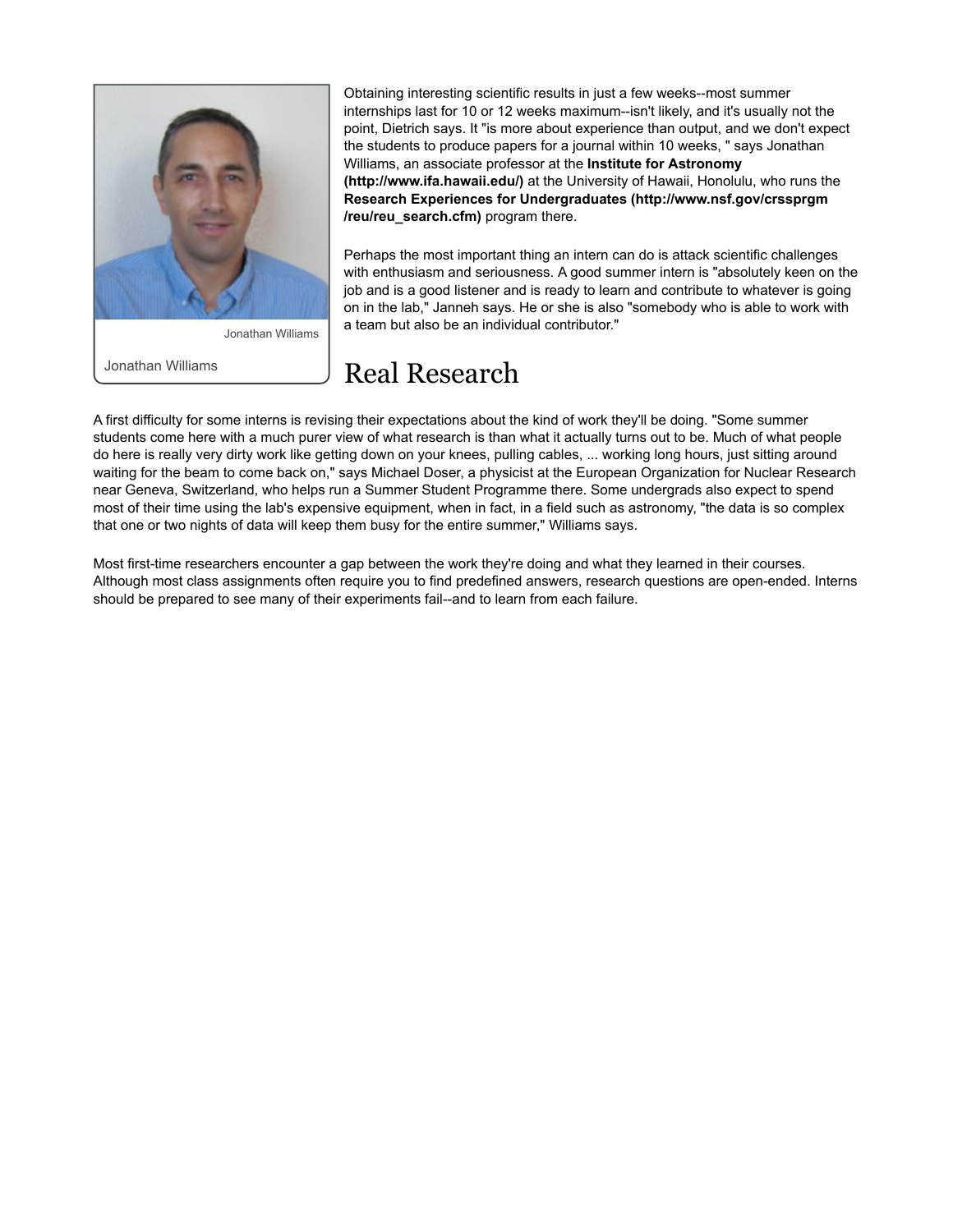Jonathan Williams

Jonathan Williams

Obtaining interesting scientific results in just a few weeks--most summer internships last for 10 or 12 weeks maximum--isn't likely, and it's usually not the point, Dietrich says. It "is more about experience than output, and we don't expect the students to produce papers for a journal within 10 weeks, " says Jonathan Williams, an associate professor at the **Institute for Astronomy (http://www.ifa.hawaii.edu/)** at the University of Hawaii, Honolulu, who runs the **Research Experiences for Undergraduates (http://www.nsf.gov/crssprgm/reu/reu_search.cfm)** program there.

Perhaps the most important thing an intern can do is attack scientific challenges with enthusiasm and seriousness. A good summer intern is "absolutely keen on the job and is a good listener and is ready to learn and contribute to whatever is going on in the lab," Janneh says. He or she is also "somebody who is able to work with a team but also be an individual contributor."

## Real Research

A first difficulty for some interns is revising their expectations about the kind of work they'll be doing. "Some summer students come here with a much purer view of what research is than what it actually turns out to be. Much of what people do here is really very dirty work like getting down on your knees, pulling cables, ... working long hours, just sitting around waiting for the beam to come back on," says Michael Doser, a physicist at the European Organization for Nuclear Research near Geneva, Switzerland, who helps run a Summer Student Programme there. Some undergrads also expect to spend most of their time using the lab's expensive equipment, when in fact, in a field such as astronomy, "the data is so complex that one or two nights of data will keep them busy for the entire summer," Williams says.

Most first-time researchers encounter a gap between the work they're doing and what they learned in their courses. Although most class assignments often require you to find predefined answers, research questions are open-ended. Interns should be prepared to see many of their experiments fail--and to learn from each failure.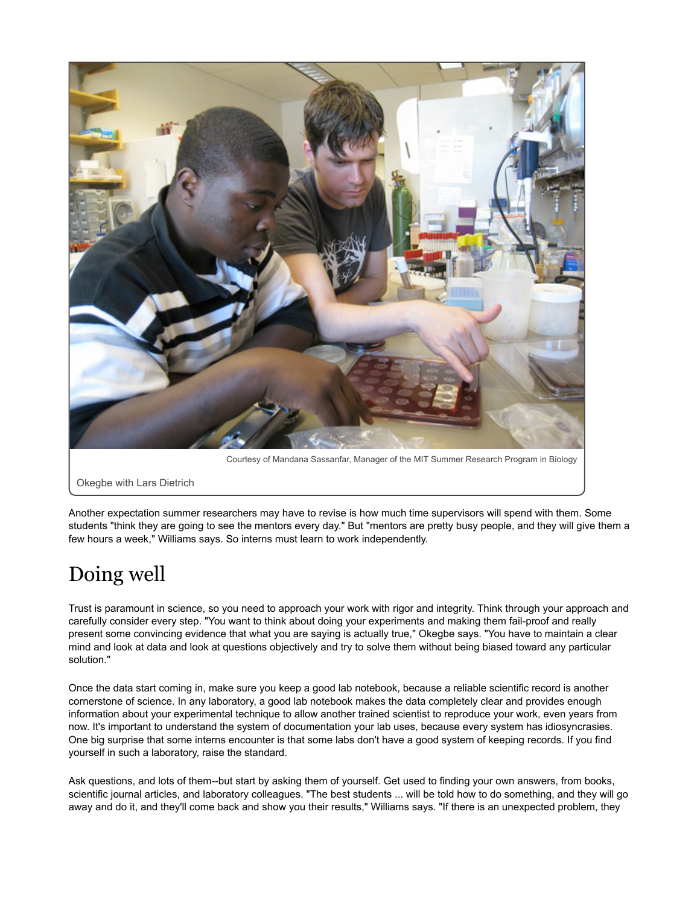Courtesy of Mandana Sassanfar, Manager of the MIT Summer Research Program in Biology

Okegbe with Lars Dietrich

Another expectation summer researchers may have to revise is how much time supervisors will spend with them. Some students "think they are going to see the mentors every day." But "mentors are pretty busy people, and they will give them a few hours a week," Williams says. So interns must learn to work independently.

# Doing well

Trust is paramount in science, so you need to approach your work with rigor and integrity. Think through your approach and carefully consider every step. "You want to think about doing your experiments and making them fail-proof and really present some convincing evidence that what you are saying is actually true," Okegbe says. "You have to maintain a clear mind and look at data and look at questions objectively and try to solve them without being biased toward any particular solution."

Once the data start coming in, make sure you keep a good lab notebook, because a reliable scientific record is another cornerstone of science. In any laboratory, a good lab notebook makes the data completely clear and provides enough information about your experimental technique to allow another trained scientist to reproduce your work, even years from now. It's important to understand the system of documentation your lab uses, because every system has idiosyncrasies. One big surprise that some interns encounter is that some labs don't have a good system of keeping records. If you find yourself in such a laboratory, raise the standard.

Ask questions, and lots of them--but start by asking them of yourself. Get used to finding your own answers, from books, scientific journal articles, and laboratory colleagues. "The best students ... will be told how to do something, and they will go away and do it, and they'll come back and show you their results," Williams says. "If there is an unexpected problem, they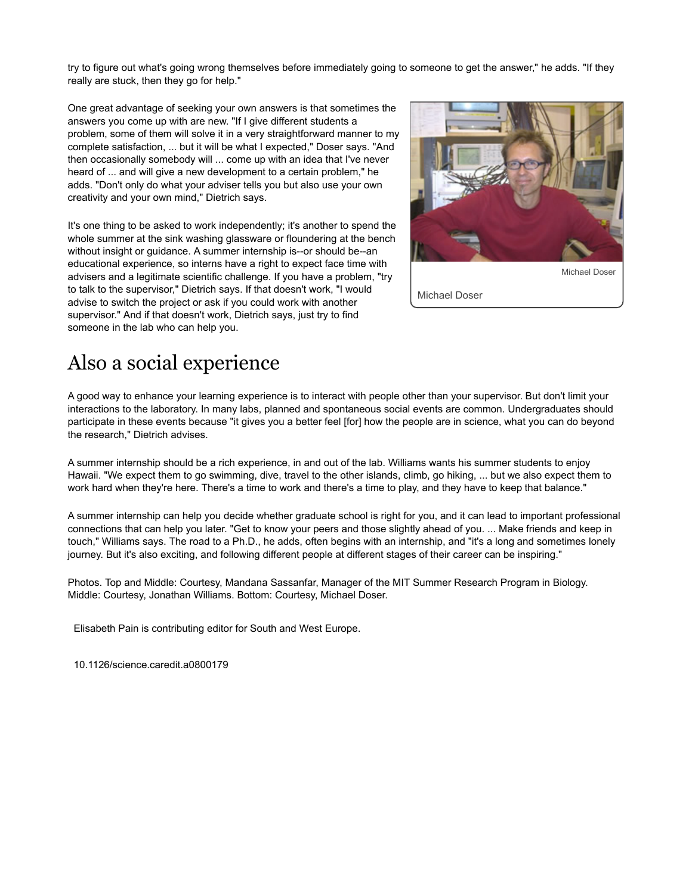try to figure out what's going wrong themselves before immediately going to someone to get the answer," he adds. "If they really are stuck, then they go for help."

One great advantage of seeking your own answers is that sometimes the answers you come up with are new. "If I give different students a problem, some of them will solve it in a very straightforward manner to my complete satisfaction, ... but it will be what I expected," Doser says. "And then occasionally somebody will ... come up with an idea that I've never heard of ... and will give a new development to a certain problem," he adds. "Don't only do what your adviser tells you but also use your own creativity and your own mind," Dietrich says.

It's one thing to be asked to work independently; it's another to spend the whole summer at the sink washing glassware or floundering at the bench without insight or guidance. A summer internship is--or should be--an educational experience, so interns have a right to expect face time with advisers and a legitimate scientific challenge. If you have a problem, "try to talk to the supervisor," Dietrich says. If that doesn't work, "I would advise to switch the project or ask if you could work with another supervisor." And if that doesn't work, Dietrich says, just try to find someone in the lab who can help you.

Michael Doser

Michael Doser

## Also a social experience

A good way to enhance your learning experience is to interact with people other than your supervisor. But don't limit your interactions to the laboratory. In many labs, planned and spontaneous social events are common. Undergraduates should participate in these events because "it gives you a better feel [for] how the people are in science, what you can do beyond the research," Dietrich advises.

A summer internship should be a rich experience, in and out of the lab. Williams wants his summer students to enjoy Hawaii. "We expect them to go swimming, dive, travel to the other islands, climb, go hiking, ... but we also expect them to work hard when they're here. There's a time to work and there's a time to play, and they have to keep that balance."

A summer internship can help you decide whether graduate school is right for you, and it can lead to important professional connections that can help you later. "Get to know your peers and those slightly ahead of you. ... Make friends and keep in touch," Williams says. The road to a Ph.D., he adds, often begins with an internship, and "it's a long and sometimes lonely journey. But it's also exciting, and following different people at different stages of their career can be inspiring."

Photos. Top and Middle: Courtesy, Mandana Sassanfar, Manager of the MIT Summer Research Program in Biology. Middle: Courtesy, Jonathan Williams. Bottom: Courtesy, Michael Doser.

Elisabeth Pain is contributing editor for South and West Europe.

10.1126/science.caredit.a0800179